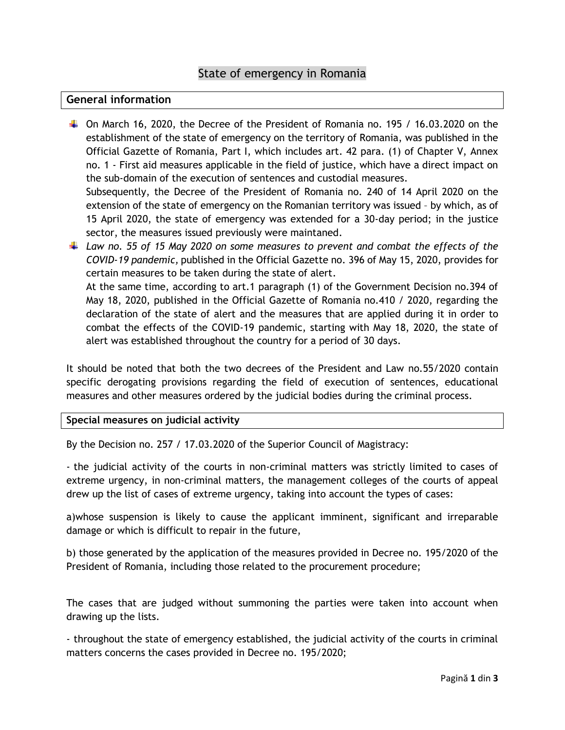# State of emergency in Romania

## General information

- On March 16, 2020, the Decree of the President of Romania no. 195 / 16.03.2020 on the establishment of the state of emergency on the territory of Romania, was published in the Official Gazette of Romania, Part I, which includes art. 42 para. (1) of Chapter V, Annex no. 1 - First aid measures applicable in the field of justice, which have a direct impact on the sub-domain of the execution of sentences and custodial measures.
  Subsequently, the Decree of the President of Romania no. 240 of 14 April 2020 on the extension of the state of emergency on the Romanian territory was issued – by which, as of 15 April 2020, the state of emergency was extended for a 30-day period; in the justice sector, the measures issued previously were maintaned.
- *Law no. 55 of 15 May 2020 on some measures to prevent and combat the effects of the COVID-19 pandemic,* published in the Official Gazette no. 396 of May 15, 2020, provides for certain measures to be taken during the state of alert.
  At the same time, according to art.1 paragraph (1) of the Government Decision no.394 of May 18, 2020, published in the Official Gazette of Romania no.410 / 2020, regarding the declaration of the state of alert and the measures that are applied during it in order to combat the effects of the COVID-19 pandemic, starting with May 18, 2020, the state of alert was established throughout the country for a period of 30 days.

It should be noted that both the two decrees of the President and Law no.55/2020 contain specific derogating provisions regarding the field of execution of sentences, educational measures and other measures ordered by the judicial bodies during the criminal process.

## Special measures on judicial activity

By the Decision no. 257 / 17.03.2020 of the Superior Council of Magistracy:

- the judicial activity of the courts in non-criminal matters was strictly limited to cases of extreme urgency, in non-criminal matters, the management colleges of the courts of appeal drew up the list of cases of extreme urgency, taking into account the types of cases:

a)whose suspension is likely to cause the applicant imminent, significant and irreparable damage or which is difficult to repair in the future,

b) those generated by the application of the measures provided in Decree no. 195/2020 of the President of Romania, including those related to the procurement procedure;

The cases that are judged without summoning the parties were taken into account when drawing up the lists.

- throughout the state of emergency established, the judicial activity of the courts in criminal matters concerns the cases provided in Decree no. 195/2020;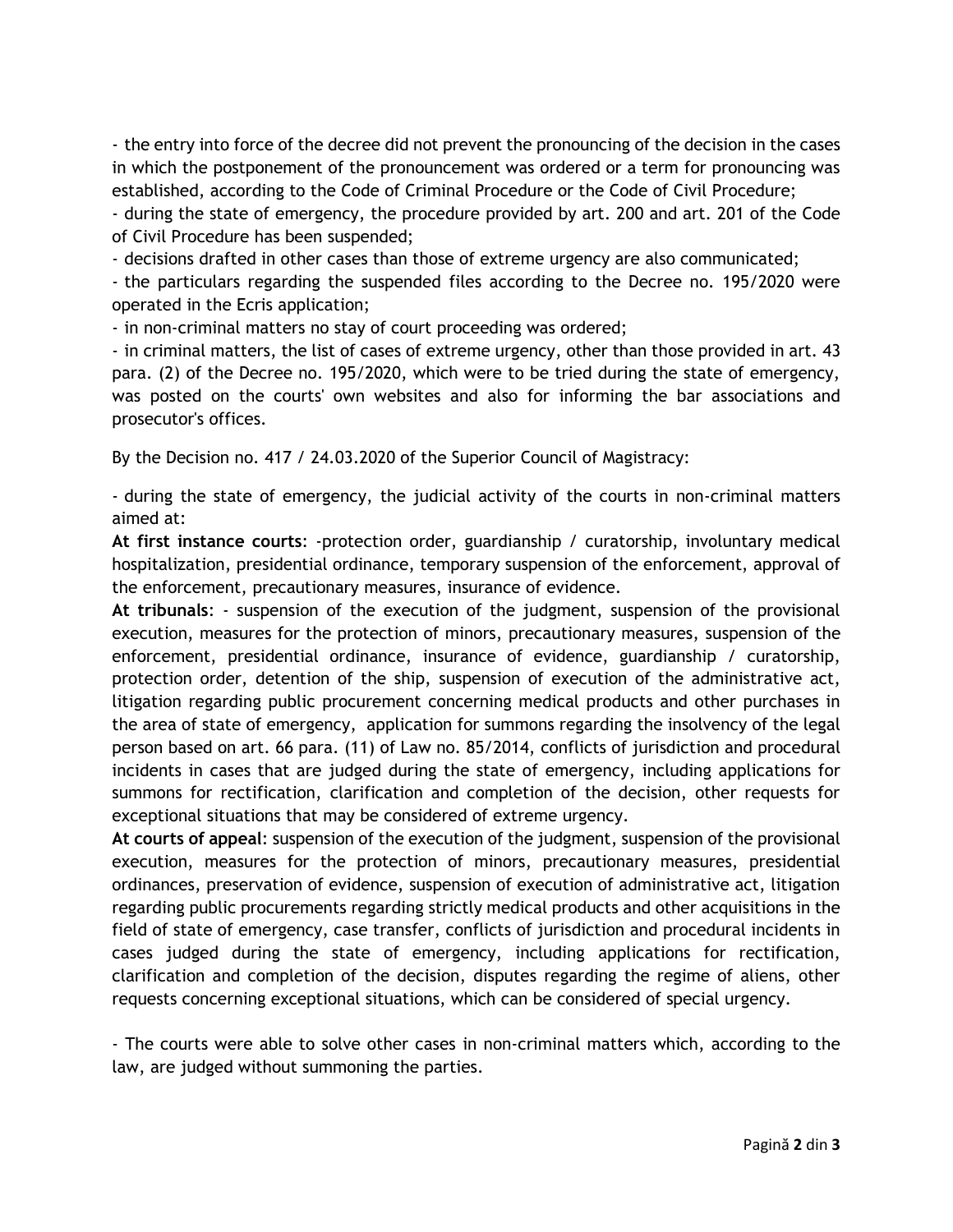- the entry into force of the decree did not prevent the pronouncing of the decision in the cases in which the postponement of the pronouncement was ordered or a term for pronouncing was established, according to the Code of Criminal Procedure or the Code of Civil Procedure;

- during the state of emergency, the procedure provided by art. 200 and art. 201 of the Code of Civil Procedure has been suspended;

- decisions drafted in other cases than those of extreme urgency are also communicated;

- the particulars regarding the suspended files according to the Decree no. 195/2020 were operated in the Ecris application;

- in non-criminal matters no stay of court proceeding was ordered;

- in criminal matters, the list of cases of extreme urgency, other than those provided in art. 43 para. (2) of the Decree no. 195/2020, which were to be tried during the state of emergency, was posted on the courts' own websites and also for informing the bar associations and prosecutor's offices.

By the Decision no. 417 / 24.03.2020 of the Superior Council of Magistracy:

- during the state of emergency, the judicial activity of the courts in non-criminal matters aimed at:

**At first instance courts**: -protection order, guardianship / curatorship, involuntary medical hospitalization, presidential ordinance, temporary suspension of the enforcement, approval of the enforcement, precautionary measures, insurance of evidence.

**At tribunals**: - suspension of the execution of the judgment, suspension of the provisional execution, measures for the protection of minors, precautionary measures, suspension of the enforcement, presidential ordinance, insurance of evidence, guardianship / curatorship, protection order, detention of the ship, suspension of execution of the administrative act, litigation regarding public procurement concerning medical products and other purchases in the area of state of emergency, application for summons regarding the insolvency of the legal person based on art. 66 para. (11) of Law no. 85/2014, conflicts of jurisdiction and procedural incidents in cases that are judged during the state of emergency, including applications for summons for rectification, clarification and completion of the decision, other requests for exceptional situations that may be considered of extreme urgency.

**At courts of appeal**: suspension of the execution of the judgment, suspension of the provisional execution, measures for the protection of minors, precautionary measures, presidential ordinances, preservation of evidence, suspension of execution of administrative act, litigation regarding public procurements regarding strictly medical products and other acquisitions in the field of state of emergency, case transfer, conflicts of jurisdiction and procedural incidents in cases judged during the state of emergency, including applications for rectification, clarification and completion of the decision, disputes regarding the regime of aliens, other requests concerning exceptional situations, which can be considered of special urgency.

- The courts were able to solve other cases in non-criminal matters which, according to the law, are judged without summoning the parties.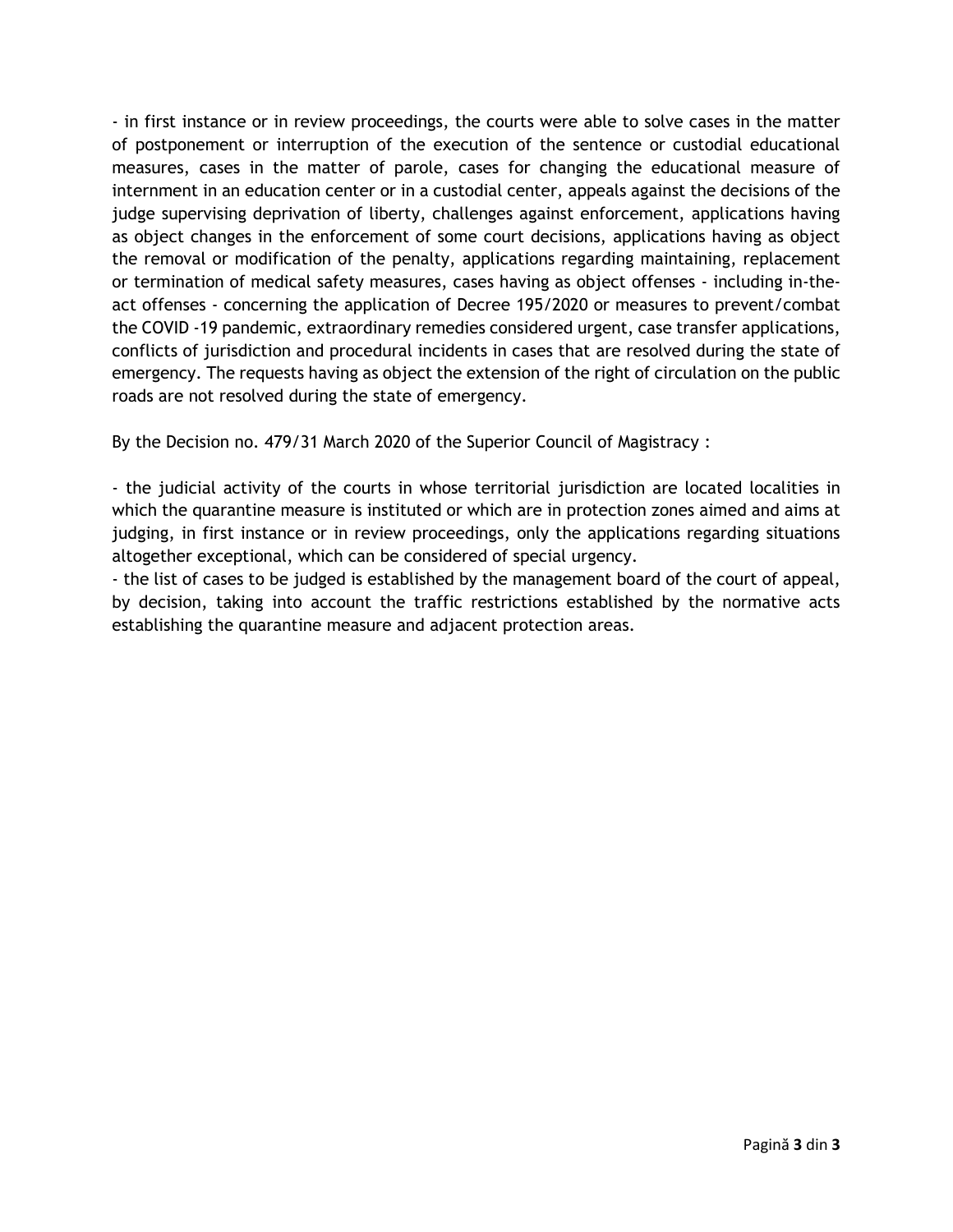- in first instance or in review proceedings, the courts were able to solve cases in the matter of postponement or interruption of the execution of the sentence or custodial educational measures, cases in the matter of parole, cases for changing the educational measure of internment in an education center or in a custodial center, appeals against the decisions of the judge supervising deprivation of liberty, challenges against enforcement, applications having as object changes in the enforcement of some court decisions, applications having as object the removal or modification of the penalty, applications regarding maintaining, replacement or termination of medical safety measures, cases having as object offenses - including in-the-act offenses - concerning the application of Decree 195/2020 or measures to prevent/combat the COVID -19 pandemic, extraordinary remedies considered urgent, case transfer applications, conflicts of jurisdiction and procedural incidents in cases that are resolved during the state of emergency. The requests having as object the extension of the right of circulation on the public roads are not resolved during the state of emergency.

By the Decision no. 479/31 March 2020 of the Superior Council of Magistracy :

- the judicial activity of the courts in whose territorial jurisdiction are located localities in which the quarantine measure is instituted or which are in protection zones aimed and aims at judging, in first instance or in review proceedings, only the applications regarding situations altogether exceptional, which can be considered of special urgency.
- the list of cases to be judged is established by the management board of the court of appeal, by decision, taking into account the traffic restrictions established by the normative acts establishing the quarantine measure and adjacent protection areas.